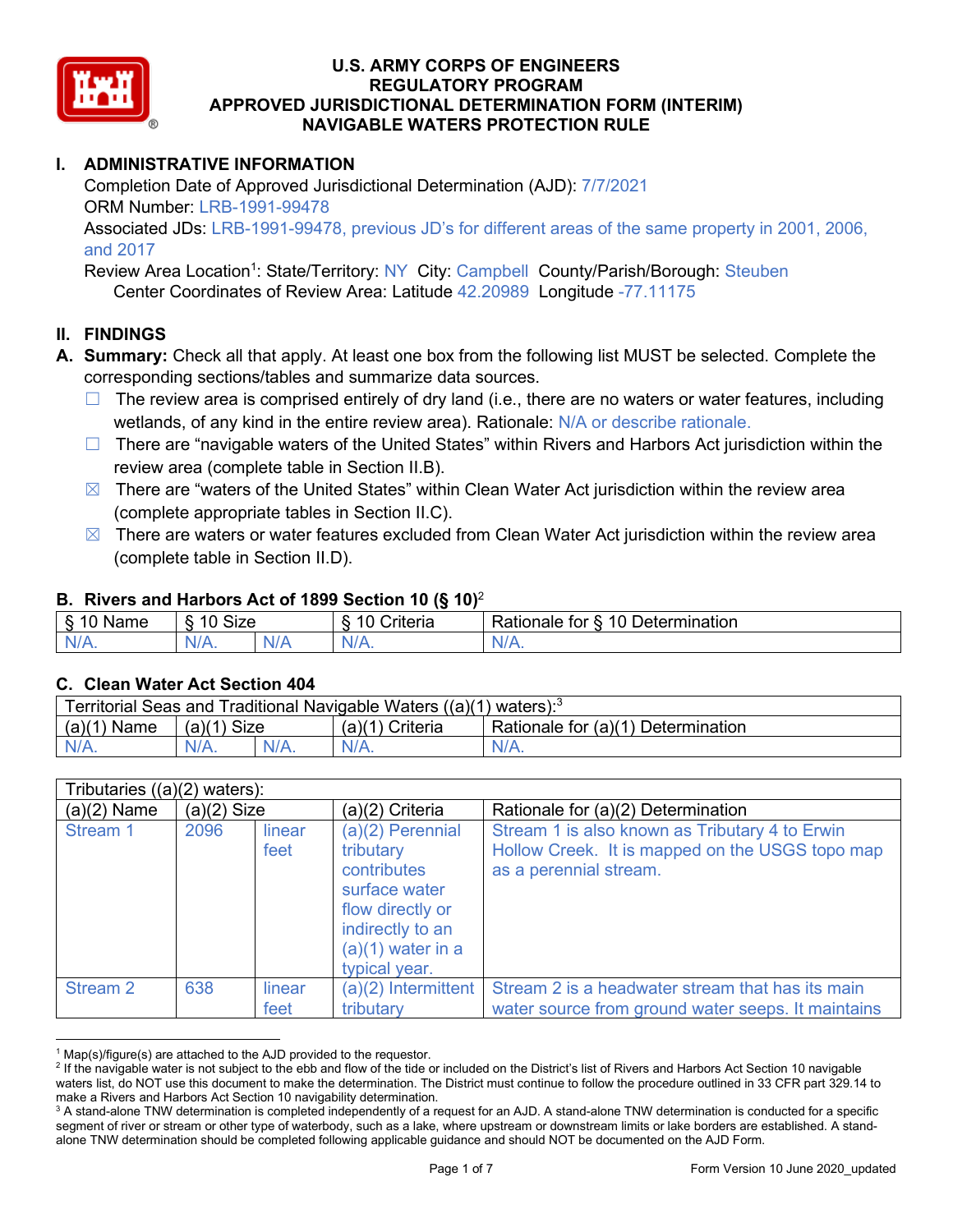# U.S. ARMY CORPS OF ENGINEERS
# REGULATORY PROGRAM
# APPROVED JURISDICTIONAL DETERMINATION FORM (INTERIM)
# NAVIGABLE WATERS PROTECTION RULE

## I. ADMINISTRATIVE INFORMATION

Completion Date of Approved Jurisdictional Determination (AJD): 7/7/2021
ORM Number: LRB-1991-99478
Associated JDs: LRB-1991-99478, previous JD's for different areas of the same property in 2001, 2006, and 2017
Review Area Location[1]: State/Territory: NY City: Campbell County/Parish/Borough: Steuben
Center Coordinates of Review Area: Latitude 42.20989 Longitude -77.11175

## II. FINDINGS

**A. Summary:** Check all that apply. At least one box from the following list MUST be selected. Complete the corresponding sections/tables and summarize data sources.

- ☐ The review area is comprised entirely of dry land (i.e., there are no waters or water features, including wetlands, of any kind in the entire review area). Rationale: N/A or describe rationale.
- ☐ There are "navigable waters of the United States" within Rivers and Harbors Act jurisdiction within the review area (complete table in Section II.B).
- ☒ There are "waters of the United States" within Clean Water Act jurisdiction within the review area (complete appropriate tables in Section II.C).
- ☒ There are waters or water features excluded from Clean Water Act jurisdiction within the review area (complete table in Section II.D).

### B. Rivers and Harbors Act of 1899 Section 10 (§ 10)[2]

| § 10 Name | § 10 Size | | § 10 Criteria | Rationale for § 10 Determination |
|---|---|---|---|---|
| N/A. | N/A. | N/A | N/A. | N/A. |

### C. Clean Water Act Section 404

| Territorial Seas and Traditional Navigable Waters ((a)(1) waters):[3] | | | | |
|---|---|---|---|---|
| (a)(1) Name | (a)(1) Size | | (a)(1) Criteria | Rationale for (a)(1) Determination |
| N/A. | N/A. | N/A. | N/A. | N/A. |

| Tributaries ((a)(2) waters): | | | | |
|---|---|---|---|---|
| (a)(2) Name | (a)(2) Size | | (a)(2) Criteria | Rationale for (a)(2) Determination |
| Stream 1 | 2096 | linear feet | (a)(2) Perennial tributary contributes surface water flow directly or indirectly to an (a)(1) water in a typical year. | Stream 1 is also known as Tributary 4 to Erwin Hollow Creek. It is mapped on the USGS topo map as a perennial stream. |
| Stream 2 | 638 | linear feet | (a)(2) Intermittent tributary | Stream 2 is a headwater stream that has its main water source from ground water seeps. It maintains |

[1] Map(s)/figure(s) are attached to the AJD provided to the requestor.
[2] If the navigable water is not subject to the ebb and flow of the tide or included on the District's list of Rivers and Harbors Act Section 10 navigable waters list, do NOT use this document to make the determination. The District must continue to follow the procedure outlined in 33 CFR part 329.14 to make a Rivers and Harbors Act Section 10 navigability determination.
[3] A stand-alone TNW determination is completed independently of a request for an AJD. A stand-alone TNW determination is conducted for a specific segment of river or stream or other type of waterbody, such as a lake, where upstream or downstream limits or lake borders are established. A stand-alone TNW determination should be completed following applicable guidance and should NOT be documented on the AJD Form.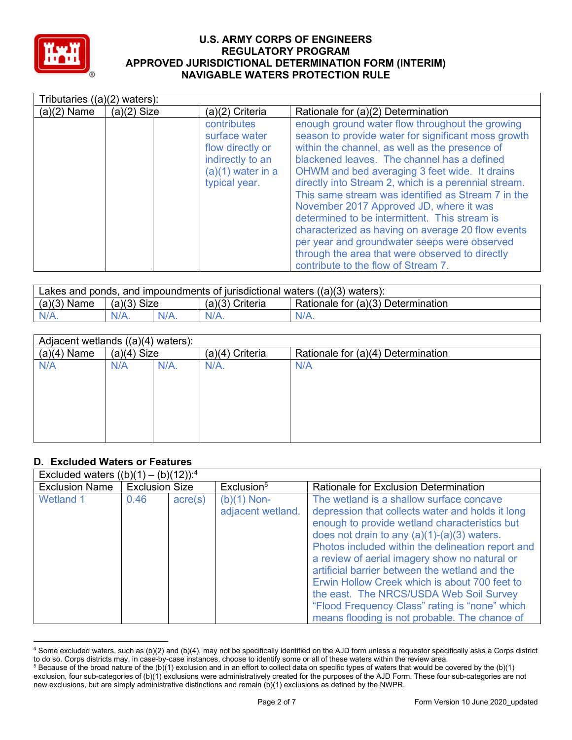Tributaries ((a)(2) waters):

| (a)(2) Name | (a)(2) Size | | (a)(2) Criteria | Rationale for (a)(2) Determination |
|---|---|---|---|---|
| | | | contributes surface water flow directly or indirectly to an (a)(1) water in a typical year. | enough ground water flow throughout the growing season to provide water for significant moss growth within the channel, as well as the presence of blackened leaves. The channel has a defined OHWM and bed averaging 3 feet wide. It drains directly into Stream 2, which is a perennial stream. This same stream was identified as Stream 7 in the November 2017 Approved JD, where it was determined to be intermittent. This stream is characterized as having on average 20 flow events per year and groundwater seeps were observed through the area that were observed to directly contribute to the flow of Stream 7. |

Lakes and ponds, and impoundments of jurisdictional waters ((a)(3) waters):

| (a)(3) Name | (a)(3) Size | | (a)(3) Criteria | Rationale for (a)(3) Determination |
|---|---|---|---|---|
| N/A. | N/A. | N/A. | N/A. | N/A. |

Adjacent wetlands ((a)(4) waters):

| (a)(4) Name | (a)(4) Size | | (a)(4) Criteria | Rationale for (a)(4) Determination |
|---|---|---|---|---|
| N/A | N/A | N/A. | N/A. | N/A |

## D. Excluded Waters or Features

Excluded waters ((b)(1) – (b)(12)):[4]

| Exclusion Name | Exclusion Size | | Exclusion[5] | Rationale for Exclusion Determination |
|---|---|---|---|---|
| Wetland 1 | 0.46 | acre(s) | (b)(1) Non-adjacent wetland. | The wetland is a shallow surface concave depression that collects water and holds it long enough to provide wetland characteristics but does not drain to any (a)(1)-(a)(3) waters. Photos included within the delineation report and a review of aerial imagery show no natural or artificial barrier between the wetland and the Erwin Hollow Creek which is about 700 feet to the east. The NRCS/USDA Web Soil Survey "Flood Frequency Class" rating is "none" which means flooding is not probable. The chance of |

[4] Some excluded waters, such as (b)(2) and (b)(4), may not be specifically identified on the AJD form unless a requestor specifically asks a Corps district to do so. Corps districts may, in case-by-case instances, choose to identify some or all of these waters within the review area.

[5] Because of the broad nature of the (b)(1) exclusion and in an effort to collect data on specific types of waters that would be covered by the (b)(1) exclusion, four sub-categories of (b)(1) exclusions were administratively created for the purposes of the AJD Form. These four sub-categories are not new exclusions, but are simply administrative distinctions and remain (b)(1) exclusions as defined by the NWPR.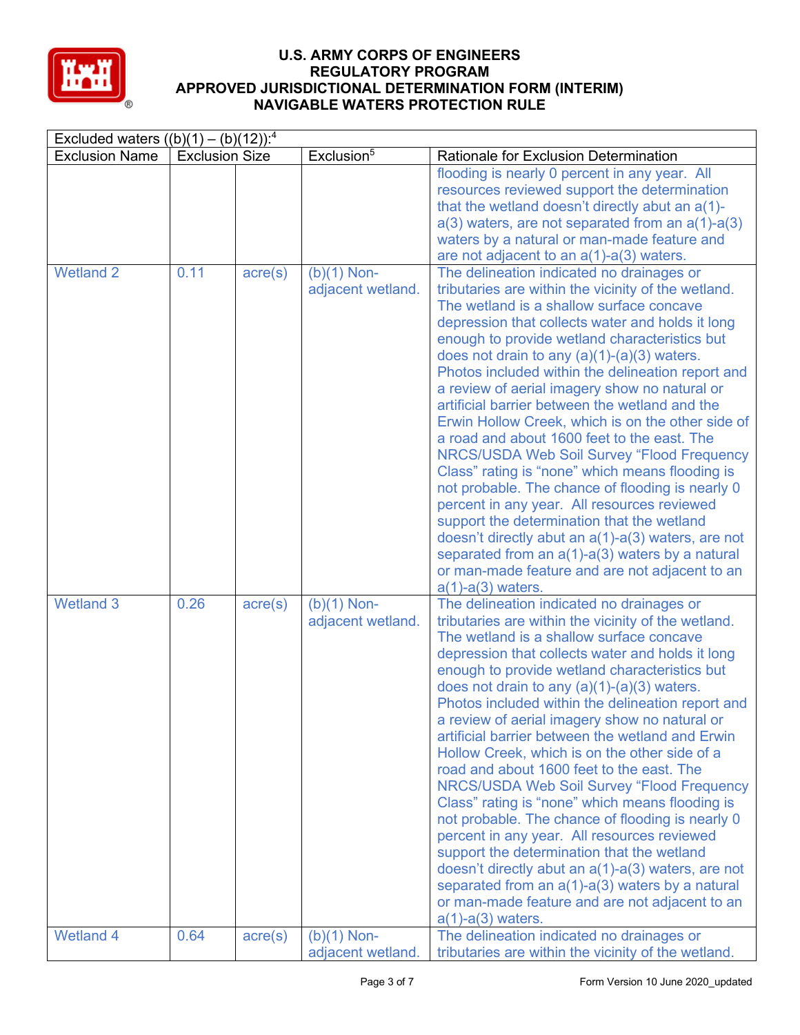# U.S. ARMY CORPS OF ENGINEERS
## REGULATORY PROGRAM
## APPROVED JURISDICTIONAL DETERMINATION FORM (INTERIM)
## NAVIGABLE WATERS PROTECTION RULE

| Excluded waters ((b)(1) – (b)(12)):[4] | | | | |
|---|---|---|---|---|
| Exclusion Name | Exclusion Size | | Exclusion[5] | Rationale for Exclusion Determination |
| | | | | flooding is nearly 0 percent in any year. All resources reviewed support the determination that the wetland doesn't directly abut an a(1)-a(3) waters, are not separated from an a(1)-a(3) waters by a natural or man-made feature and are not adjacent to an a(1)-a(3) waters. |
| Wetland 2 | 0.11 | acre(s) | (b)(1) Non-adjacent wetland. | The delineation indicated no drainages or tributaries are within the vicinity of the wetland. The wetland is a shallow surface concave depression that collects water and holds it long enough to provide wetland characteristics but does not drain to any (a)(1)-(a)(3) waters. Photos included within the delineation report and a review of aerial imagery show no natural or artificial barrier between the wetland and the Erwin Hollow Creek, which is on the other side of a road and about 1600 feet to the east. The NRCS/USDA Web Soil Survey "Flood Frequency Class" rating is "none" which means flooding is not probable. The chance of flooding is nearly 0 percent in any year. All resources reviewed support the determination that the wetland doesn't directly abut an a(1)-a(3) waters, are not separated from an a(1)-a(3) waters by a natural or man-made feature and are not adjacent to an a(1)-a(3) waters. |
| Wetland 3 | 0.26 | acre(s) | (b)(1) Non-adjacent wetland. | The delineation indicated no drainages or tributaries are within the vicinity of the wetland. The wetland is a shallow surface concave depression that collects water and holds it long enough to provide wetland characteristics but does not drain to any (a)(1)-(a)(3) waters. Photos included within the delineation report and a review of aerial imagery show no natural or artificial barrier between the wetland and Erwin Hollow Creek, which is on the other side of a road and about 1600 feet to the east. The NRCS/USDA Web Soil Survey "Flood Frequency Class" rating is "none" which means flooding is not probable. The chance of flooding is nearly 0 percent in any year. All resources reviewed support the determination that the wetland doesn't directly abut an a(1)-a(3) waters, are not separated from an a(1)-a(3) waters by a natural or man-made feature and are not adjacent to an a(1)-a(3) waters. |
| Wetland 4 | 0.64 | acre(s) | (b)(1) Non-adjacent wetland. | The delineation indicated no drainages or tributaries are within the vicinity of the wetland. |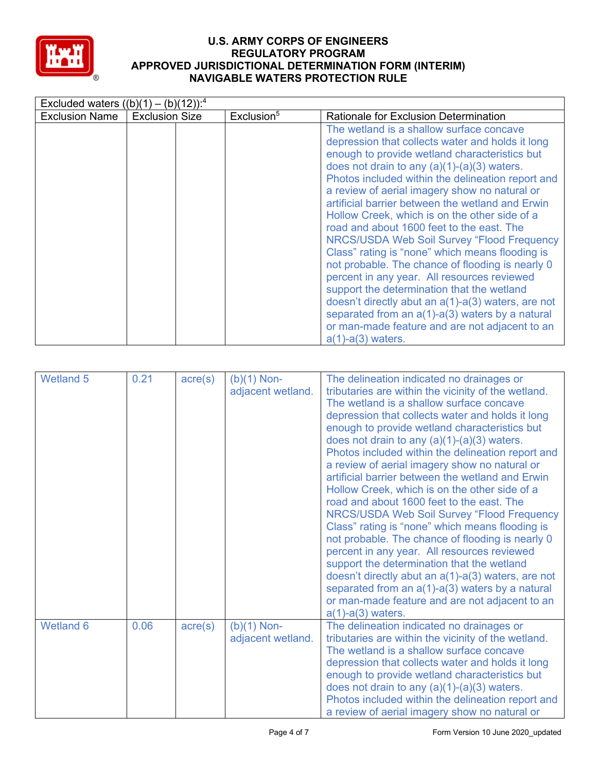| Excluded waters ((b)(1) – (b)(12)):[4] | | | | |
|---|---|---|---|---|
| Exclusion Name | Exclusion Size | | Exclusion[5] | Rationale for Exclusion Determination |
| | | | | The wetland is a shallow surface concave depression that collects water and holds it long enough to provide wetland characteristics but does not drain to any (a)(1)-(a)(3) waters. Photos included within the delineation report and a review of aerial imagery show no natural or artificial barrier between the wetland and Erwin Hollow Creek, which is on the other side of a road and about 1600 feet to the east. The NRCS/USDA Web Soil Survey "Flood Frequency Class" rating is "none" which means flooding is not probable. The chance of flooding is nearly 0 percent in any year. All resources reviewed support the determination that the wetland doesn't directly abut an a(1)-a(3) waters, are not separated from an a(1)-a(3) waters by a natural or man-made feature and are not adjacent to an a(1)-a(3) waters. |
| Wetland 5 | 0.21 | acre(s) | (b)(1) Non-adjacent wetland. | The delineation indicated no drainages or tributaries are within the vicinity of the wetland. The wetland is a shallow surface concave depression that collects water and holds it long enough to provide wetland characteristics but does not drain to any (a)(1)-(a)(3) waters. Photos included within the delineation report and a review of aerial imagery show no natural or artificial barrier between the wetland and Erwin Hollow Creek, which is on the other side of a road and about 1600 feet to the east. The NRCS/USDA Web Soil Survey "Flood Frequency Class" rating is "none" which means flooding is not probable. The chance of flooding is nearly 0 percent in any year. All resources reviewed support the determination that the wetland doesn't directly abut an a(1)-a(3) waters, are not separated from an a(1)-a(3) waters by a natural or man-made feature and are not adjacent to an a(1)-a(3) waters. |
| Wetland 6 | 0.06 | acre(s) | (b)(1) Non-adjacent wetland. | The delineation indicated no drainages or tributaries are within the vicinity of the wetland. The wetland is a shallow surface concave depression that collects water and holds it long enough to provide wetland characteristics but does not drain to any (a)(1)-(a)(3) waters. Photos included within the delineation report and a review of aerial imagery show no natural or |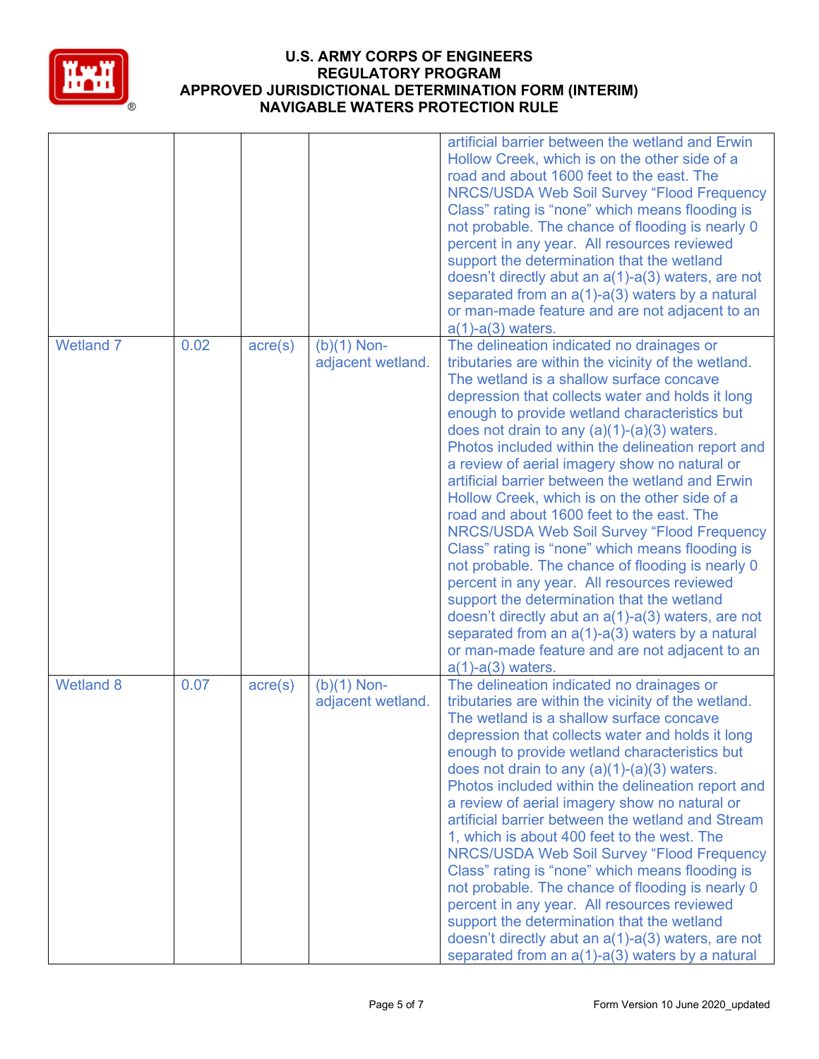| | | | | |
|---|---|---|---|---|
| | | | | artificial barrier between the wetland and Erwin Hollow Creek, which is on the other side of a road and about 1600 feet to the east. The NRCS/USDA Web Soil Survey “Flood Frequency Class” rating is “none” which means flooding is not probable. The chance of flooding is nearly 0 percent in any year. All resources reviewed support the determination that the wetland doesn’t directly abut an a(1)-a(3) waters, are not separated from an a(1)-a(3) waters by a natural or man-made feature and are not adjacent to an a(1)-a(3) waters. |
| Wetland 7 | 0.02 | acre(s) | (b)(1) Non-adjacent wetland. | The delineation indicated no drainages or tributaries are within the vicinity of the wetland. The wetland is a shallow surface concave depression that collects water and holds it long enough to provide wetland characteristics but does not drain to any (a)(1)-(a)(3) waters. Photos included within the delineation report and a review of aerial imagery show no natural or artificial barrier between the wetland and Erwin Hollow Creek, which is on the other side of a road and about 1600 feet to the east. The NRCS/USDA Web Soil Survey “Flood Frequency Class” rating is “none” which means flooding is not probable. The chance of flooding is nearly 0 percent in any year. All resources reviewed support the determination that the wetland doesn’t directly abut an a(1)-a(3) waters, are not separated from an a(1)-a(3) waters by a natural or man-made feature and are not adjacent to an a(1)-a(3) waters. |
| Wetland 8 | 0.07 | acre(s) | (b)(1) Non-adjacent wetland. | The delineation indicated no drainages or tributaries are within the vicinity of the wetland. The wetland is a shallow surface concave depression that collects water and holds it long enough to provide wetland characteristics but does not drain to any (a)(1)-(a)(3) waters. Photos included within the delineation report and a review of aerial imagery show no natural or artificial barrier between the wetland and Stream 1, which is about 400 feet to the west. The NRCS/USDA Web Soil Survey “Flood Frequency Class” rating is “none” which means flooding is not probable. The chance of flooding is nearly 0 percent in any year. All resources reviewed support the determination that the wetland doesn’t directly abut an a(1)-a(3) waters, are not separated from an a(1)-a(3) waters by a natural |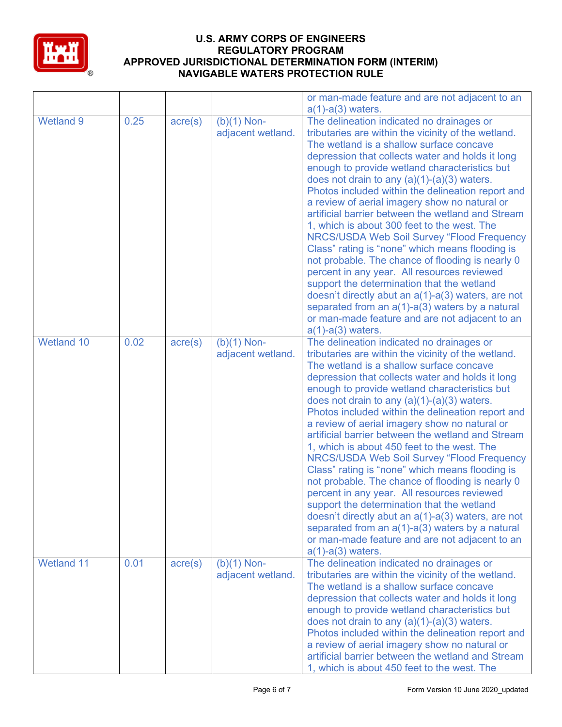| | | | | or man-made feature and are not adjacent to an a(1)-a(3) waters. |
|---|---|---|---|---|
| Wetland 9 | 0.25 | acre(s) | (b)(1) Non-adjacent wetland. | The delineation indicated no drainages or tributaries are within the vicinity of the wetland. The wetland is a shallow surface concave depression that collects water and holds it long enough to provide wetland characteristics but does not drain to any (a)(1)-(a)(3) waters. Photos included within the delineation report and a review of aerial imagery show no natural or artificial barrier between the wetland and Stream 1, which is about 300 feet to the west. The NRCS/USDA Web Soil Survey "Flood Frequency Class" rating is "none" which means flooding is not probable. The chance of flooding is nearly 0 percent in any year. All resources reviewed support the determination that the wetland doesn't directly abut an a(1)-a(3) waters, are not separated from an a(1)-a(3) waters by a natural or man-made feature and are not adjacent to an a(1)-a(3) waters. |
| Wetland 10 | 0.02 | acre(s) | (b)(1) Non-adjacent wetland. | The delineation indicated no drainages or tributaries are within the vicinity of the wetland. The wetland is a shallow surface concave depression that collects water and holds it long enough to provide wetland characteristics but does not drain to any (a)(1)-(a)(3) waters. Photos included within the delineation report and a review of aerial imagery show no natural or artificial barrier between the wetland and Stream 1, which is about 450 feet to the west. The NRCS/USDA Web Soil Survey "Flood Frequency Class" rating is "none" which means flooding is not probable. The chance of flooding is nearly 0 percent in any year. All resources reviewed support the determination that the wetland doesn't directly abut an a(1)-a(3) waters, are not separated from an a(1)-a(3) waters by a natural or man-made feature and are not adjacent to an a(1)-a(3) waters. |
| Wetland 11 | 0.01 | acre(s) | (b)(1) Non-adjacent wetland. | The delineation indicated no drainages or tributaries are within the vicinity of the wetland. The wetland is a shallow surface concave depression that collects water and holds it long enough to provide wetland characteristics but does not drain to any (a)(1)-(a)(3) waters. Photos included within the delineation report and a review of aerial imagery show no natural or artificial barrier between the wetland and Stream 1, which is about 450 feet to the west. The |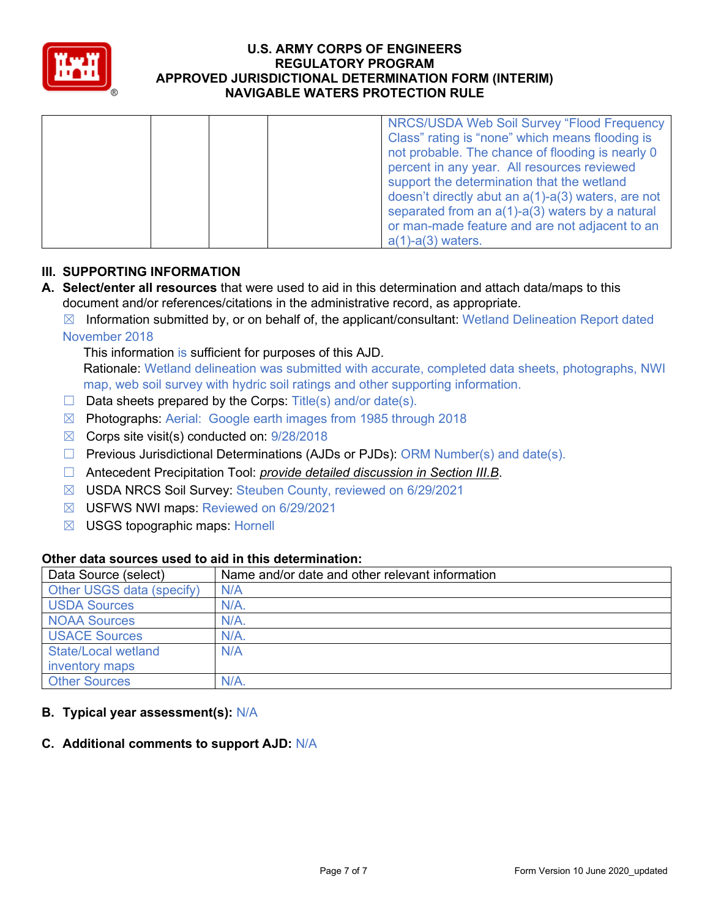| | | | | |
|---|---|---|---|---|
| | | | | NRCS/USDA Web Soil Survey "Flood Frequency Class" rating is "none" which means flooding is not probable. The chance of flooding is nearly 0 percent in any year. All resources reviewed support the determination that the wetland doesn't directly abut an a(1)-a(3) waters, are not separated from an a(1)-a(3) waters by a natural or man-made feature and are not adjacent to an a(1)-a(3) waters. |

## III. SUPPORTING INFORMATION

**A. Select/enter all resources** that were used to aid in this determination and attach data/maps to this document and/or references/citations in the administrative record, as appropriate.

☒ Information submitted by, or on behalf of, the applicant/consultant: Wetland Delineation Report dated November 2018

This information is sufficient for purposes of this AJD.
Rationale: Wetland delineation was submitted with accurate, completed data sheets, photographs, NWI map, web soil survey with hydric soil ratings and other supporting information.

☐ Data sheets prepared by the Corps: Title(s) and/or date(s).

☒ Photographs: Aerial: Google earth images from 1985 through 2018

☒ Corps site visit(s) conducted on: 9/28/2018

☐ Previous Jurisdictional Determinations (AJDs or PJDs): ORM Number(s) and date(s).

☐ Antecedent Precipitation Tool: *provide detailed discussion in Section III.B*.

☒ USDA NRCS Soil Survey: Steuben County, reviewed on 6/29/2021

☒ USFWS NWI maps: Reviewed on 6/29/2021

☒ USGS topographic maps: Hornell

**Other data sources used to aid in this determination:**

| Data Source (select) | Name and/or date and other relevant information |
|---|---|
| Other USGS data (specify) | N/A |
| USDA Sources | N/A. |
| NOAA Sources | N/A. |
| USACE Sources | N/A. |
| State/Local wetland inventory maps | N/A |
| Other Sources | N/A. |

**B. Typical year assessment(s):** N/A

**C. Additional comments to support AJD:** N/A